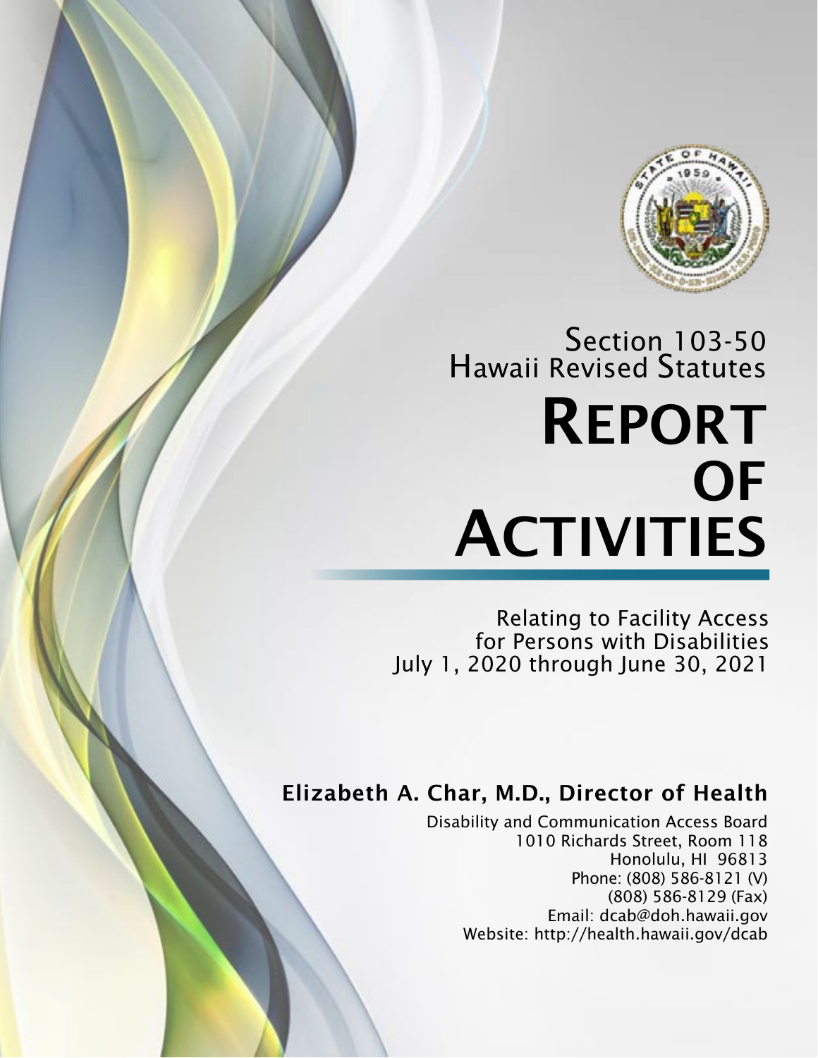Section 103-50
Hawaii Revised Statutes

# REPORT OF ACTIVITIES

Relating to Facility Access
for Persons with Disabilities
July 1, 2020 through June 30, 2021

**Elizabeth A. Char, M.D., Director of Health**

Disability and Communication Access Board
1010 Richards Street, Room 118
Honolulu, HI 96813
Phone: (808) 586-8121 (V)
(808) 586-8129 (Fax)
Email: dcab@doh.hawaii.gov
Website: http://health.hawaii.gov/dcab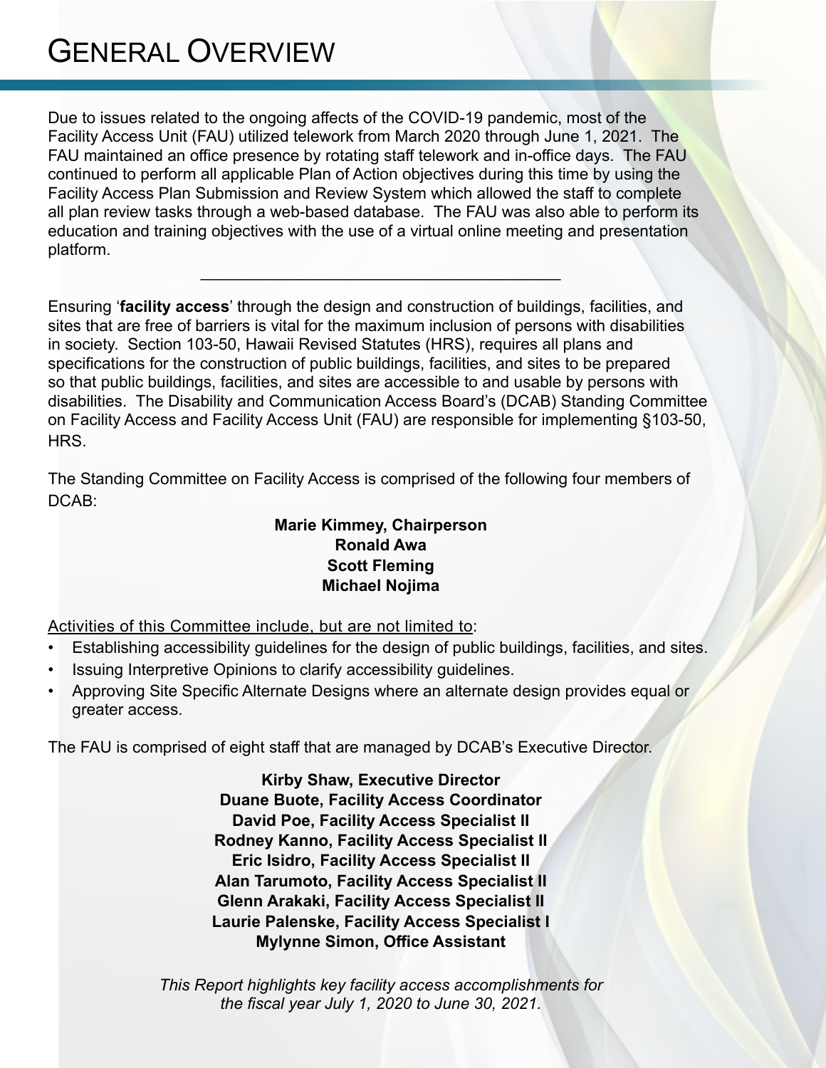# General Overview

Due to issues related to the ongoing affects of the COVID-19 pandemic, most of the Facility Access Unit (FAU) utilized telework from March 2020 through June 1, 2021. The FAU maintained an office presence by rotating staff telework and in-office days. The FAU continued to perform all applicable Plan of Action objectives during this time by using the Facility Access Plan Submission and Review System which allowed the staff to complete all plan review tasks through a web-based database. The FAU was also able to perform its education and training objectives with the use of a virtual online meeting and presentation platform.

---

Ensuring '**facility access**' through the design and construction of buildings, facilities, and sites that are free of barriers is vital for the maximum inclusion of persons with disabilities in society. Section 103-50, Hawaii Revised Statutes (HRS), requires all plans and specifications for the construction of public buildings, facilities, and sites to be prepared so that public buildings, facilities, and sites are accessible to and usable by persons with disabilities. The Disability and Communication Access Board's (DCAB) Standing Committee on Facility Access and Facility Access Unit (FAU) are responsible for implementing §103-50, HRS.

The Standing Committee on Facility Access is comprised of the following four members of DCAB:

**Marie Kimmey, Chairperson**
**Ronald Awa**
**Scott Fleming**
**Michael Nojima**

Activities of this Committee include, but are not limited to:

- Establishing accessibility guidelines for the design of public buildings, facilities, and sites.
- Issuing Interpretive Opinions to clarify accessibility guidelines.
- Approving Site Specific Alternate Designs where an alternate design provides equal or greater access.

The FAU is comprised of eight staff that are managed by DCAB's Executive Director.

**Kirby Shaw, Executive Director**
**Duane Buote, Facility Access Coordinator**
**David Poe, Facility Access Specialist II**
**Rodney Kanno, Facility Access Specialist II**
**Eric Isidro, Facility Access Specialist II**
**Alan Tarumoto, Facility Access Specialist II**
**Glenn Arakaki, Facility Access Specialist II**
**Laurie Palenske, Facility Access Specialist I**
**Mylynne Simon, Office Assistant**

*This Report highlights key facility access accomplishments for the fiscal year July 1, 2020 to June 30, 2021.*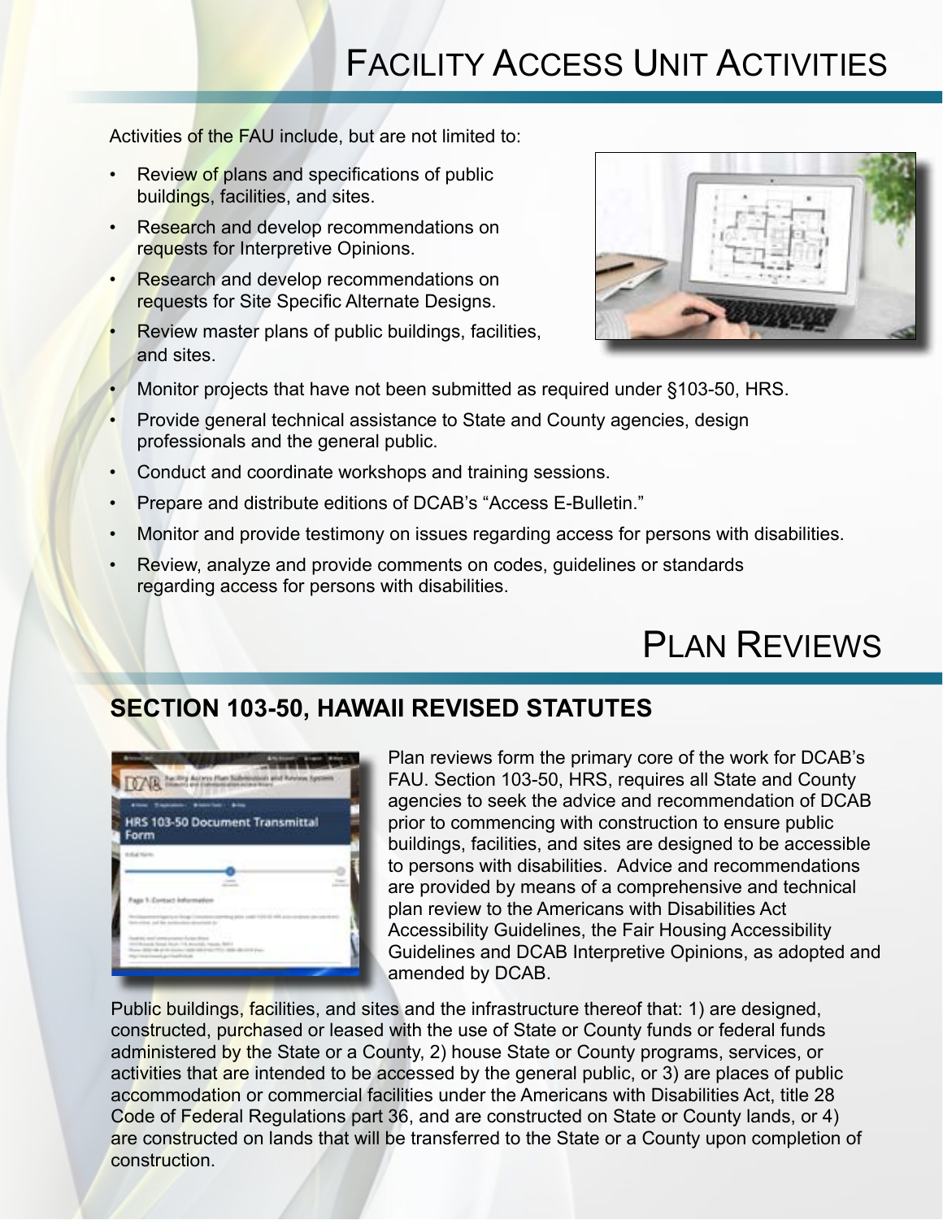# Facility Access Unit Activities

Activities of the FAU include, but are not limited to:

- Review of plans and specifications of public buildings, facilities, and sites.
- Research and develop recommendations on requests for Interpretive Opinions.
- Research and develop recommendations on requests for Site Specific Alternate Designs.
- Review master plans of public buildings, facilities, and sites.
- Monitor projects that have not been submitted as required under §103-50, HRS.
- Provide general technical assistance to State and County agencies, design professionals and the general public.
- Conduct and coordinate workshops and training sessions.
- Prepare and distribute editions of DCAB's "Access E-Bulletin."
- Monitor and provide testimony on issues regarding access for persons with disabilities.
- Review, analyze and provide comments on codes, guidelines or standards regarding access for persons with disabilities.

# Plan Reviews

## SECTION 103-50, HAWAII REVISED STATUTES

Plan reviews form the primary core of the work for DCAB's FAU. Section 103-50, HRS, requires all State and County agencies to seek the advice and recommendation of DCAB prior to commencing with construction to ensure public buildings, facilities, and sites are designed to be accessible to persons with disabilities. Advice and recommendations are provided by means of a comprehensive and technical plan review to the Americans with Disabilities Act Accessibility Guidelines, the Fair Housing Accessibility Guidelines and DCAB Interpretive Opinions, as adopted and amended by DCAB.

Public buildings, facilities, and sites and the infrastructure thereof that: 1) are designed, constructed, purchased or leased with the use of State or County funds or federal funds administered by the State or a County, 2) house State or County programs, services, or activities that are intended to be accessed by the general public, or 3) are places of public accommodation or commercial facilities under the Americans with Disabilities Act, title 28 Code of Federal Regulations part 36, and are constructed on State or County lands, or 4) are constructed on lands that will be transferred to the State or a County upon completion of construction.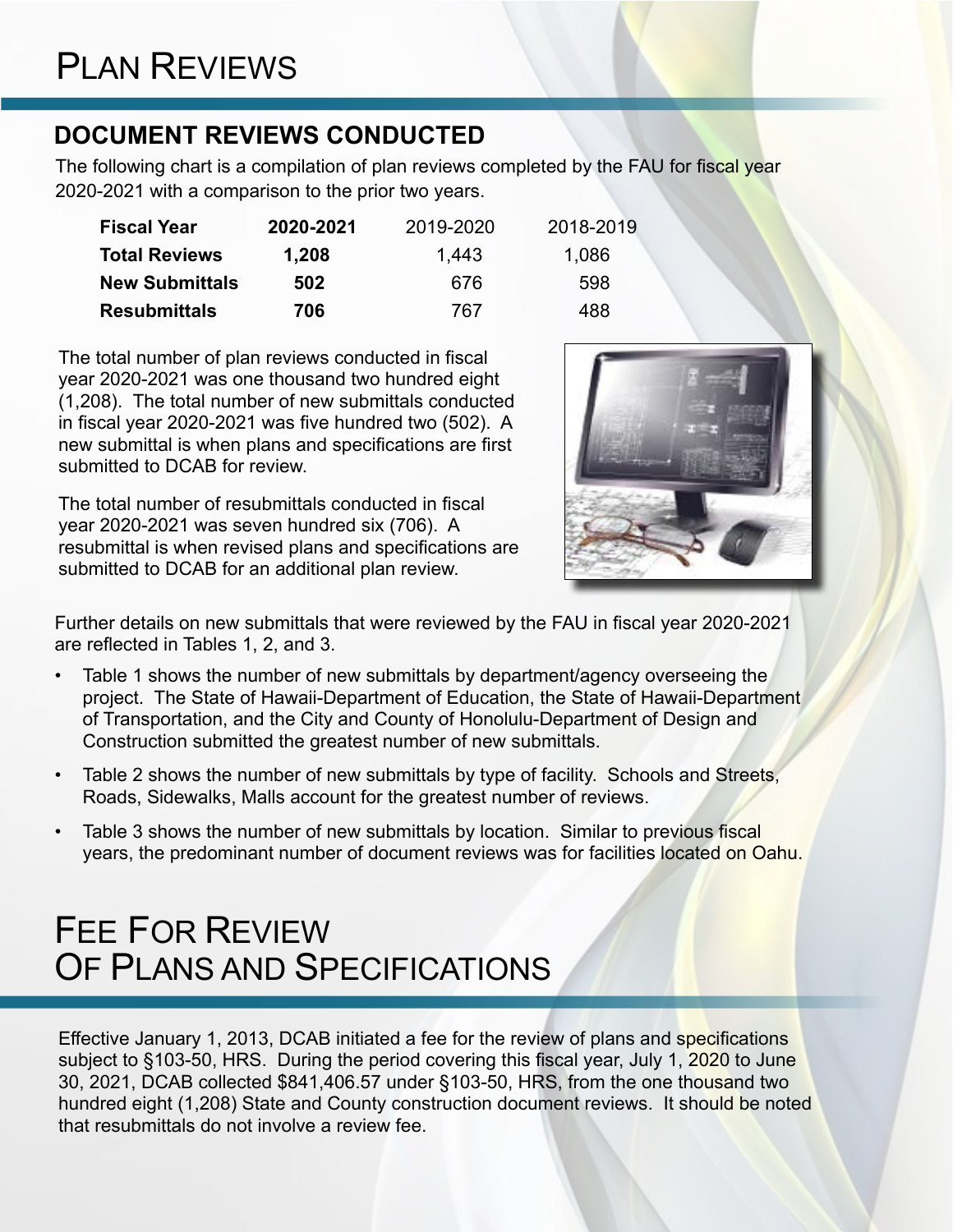# Plan Reviews

## DOCUMENT REVIEWS CONDUCTED

The following chart is a compilation of plan reviews completed by the FAU for fiscal year 2020-2021 with a comparison to the prior two years.

| **Fiscal Year** | **2020-2021** | 2019-2020 | 2018-2019 |
|---|---|---|---|
| **Total Reviews** | **1,208** | 1,443 | 1,086 |
| **New Submittals** | **502** | 676 | 598 |
| **Resubmittals** | **706** | 767 | 488 |

The total number of plan reviews conducted in fiscal year 2020-2021 was one thousand two hundred eight (1,208). The total number of new submittals conducted in fiscal year 2020-2021 was five hundred two (502). A new submittal is when plans and specifications are first submitted to DCAB for review.

The total number of resubmittals conducted in fiscal year 2020-2021 was seven hundred six (706). A resubmittal is when revised plans and specifications are submitted to DCAB for an additional plan review.

Further details on new submittals that were reviewed by the FAU in fiscal year 2020-2021 are reflected in Tables 1, 2, and 3.

- Table 1 shows the number of new submittals by department/agency overseeing the project. The State of Hawaii-Department of Education, the State of Hawaii-Department of Transportation, and the City and County of Honolulu-Department of Design and Construction submitted the greatest number of new submittals.
- Table 2 shows the number of new submittals by type of facility. Schools and Streets, Roads, Sidewalks, Malls account for the greatest number of reviews.
- Table 3 shows the number of new submittals by location. Similar to previous fiscal years, the predominant number of document reviews was for facilities located on Oahu.

# Fee For Review Of Plans and Specifications

Effective January 1, 2013, DCAB initiated a fee for the review of plans and specifications subject to §103-50, HRS. During the period covering this fiscal year, July 1, 2020 to June 30, 2021, DCAB collected $841,406.57 under §103-50, HRS, from the one thousand two hundred eight (1,208) State and County construction document reviews. It should be noted that resubmittals do not involve a review fee.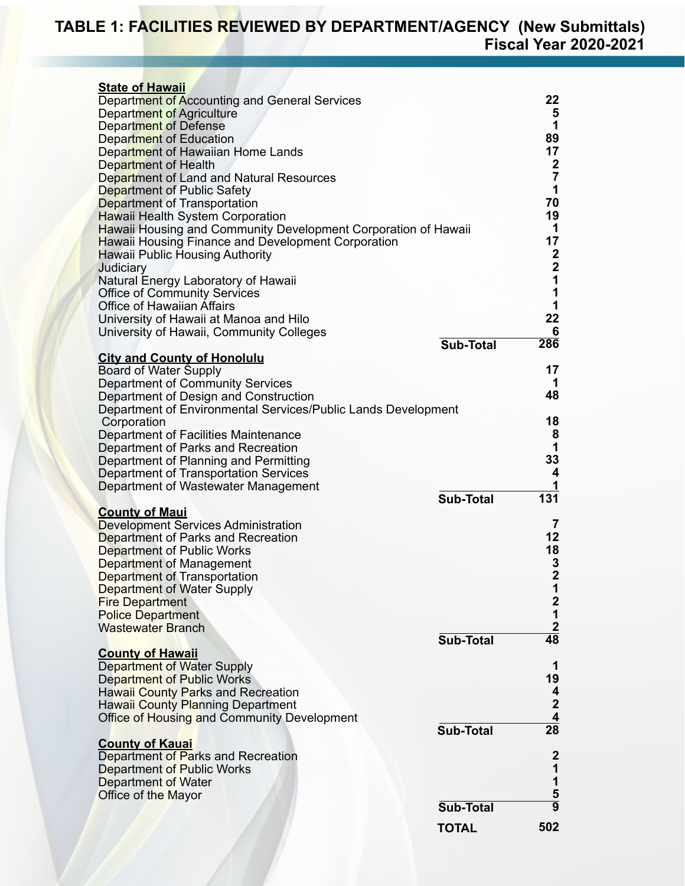# TABLE 1: FACILITIES REVIEWED BY DEPARTMENT/AGENCY (New Submittals)
## Fiscal Year 2020-2021

| Department/Agency | | Count |
|---|---|---|
| **State of Hawaii** | | |
| Department of Accounting and General Services | | 22 |
| Department of Agriculture | | 5 |
| Department of Defense | | 1 |
| Department of Education | | 89 |
| Department of Hawaiian Home Lands | | 17 |
| Department of Health | | 2 |
| Department of Land and Natural Resources | | 7 |
| Department of Public Safety | | 1 |
| Department of Transportation | | 70 |
| Hawaii Health System Corporation | | 19 |
| Hawaii Housing and Community Development Corporation of Hawaii | | 1 |
| Hawaii Housing Finance and Development Corporation | | 17 |
| Hawaii Public Housing Authority | | 2 |
| Judiciary | | 2 |
| Natural Energy Laboratory of Hawaii | | 1 |
| Office of Community Services | | 1 |
| Office of Hawaiian Affairs | | 1 |
| University of Hawaii at Manoa and Hilo | | 22 |
| University of Hawaii, Community Colleges | | 6 |
| | **Sub-Total** | **286** |
| **City and County of Honolulu** | | |
| Board of Water Supply | | 17 |
| Department of Community Services | | 1 |
| Department of Design and Construction | | 48 |
| Department of Environmental Services/Public Lands Development Corporation | | 18 |
| Department of Facilities Maintenance | | 8 |
| Department of Parks and Recreation | | 1 |
| Department of Planning and Permitting | | 33 |
| Department of Transportation Services | | 4 |
| Department of Wastewater Management | | 1 |
| | **Sub-Total** | **131** |
| **County of Maui** | | |
| Development Services Administration | | 7 |
| Department of Parks and Recreation | | 12 |
| Department of Public Works | | 18 |
| Department of Management | | 3 |
| Department of Transportation | | 2 |
| Department of Water Supply | | 1 |
| Fire Department | | 2 |
| Police Department | | 1 |
| Wastewater Branch | | 2 |
| | **Sub-Total** | **48** |
| **County of Hawaii** | | |
| Department of Water Supply | | 1 |
| Department of Public Works | | 19 |
| Hawaii County Parks and Recreation | | 4 |
| Hawaii County Planning Department | | 2 |
| Office of Housing and Community Development | | 4 |
| | **Sub-Total** | **28** |
| **County of Kauai** | | |
| Department of Parks and Recreation | | 2 |
| Department of Public Works | | 1 |
| Department of Water | | 1 |
| Office of the Mayor | | 5 |
| | **Sub-Total** | **9** |
| | **TOTAL** | **502** |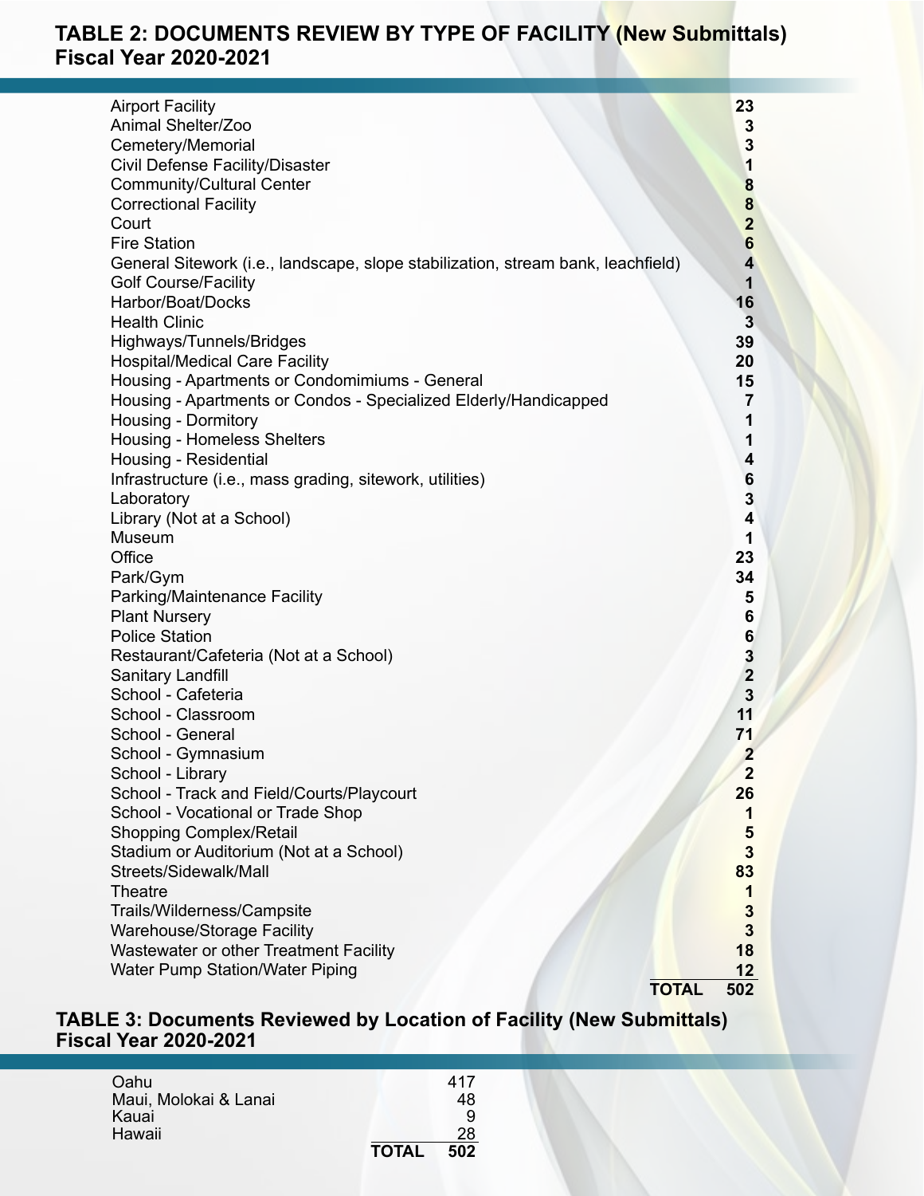## TABLE 2: DOCUMENTS REVIEW BY TYPE OF FACILITY (New Submittals)
## Fiscal Year 2020-2021

| Type of Facility | Count |
|---|---|
| Airport Facility | **23** |
| Animal Shelter/Zoo | **3** |
| Cemetery/Memorial | **3** |
| Civil Defense Facility/Disaster | **1** |
| Community/Cultural Center | **8** |
| Correctional Facility | **8** |
| Court | **2** |
| Fire Station | **6** |
| General Sitework (i.e., landscape, slope stabilization, stream bank, leachfield) | **4** |
| Golf Course/Facility | **1** |
| Harbor/Boat/Docks | **16** |
| Health Clinic | **3** |
| Highways/Tunnels/Bridges | **39** |
| Hospital/Medical Care Facility | **20** |
| Housing - Apartments or Condomimiums - General | **15** |
| Housing - Apartments or Condos - Specialized Elderly/Handicapped | **7** |
| Housing - Dormitory | **1** |
| Housing - Homeless Shelters | **1** |
| Housing - Residential | **4** |
| Infrastructure (i.e., mass grading, sitework, utilities) | **6** |
| Laboratory | **3** |
| Library (Not at a School) | **4** |
| Museum | **1** |
| Office | **23** |
| Park/Gym | **34** |
| Parking/Maintenance Facility | **5** |
| Plant Nursery | **6** |
| Police Station | **6** |
| Restaurant/Cafeteria (Not at a School) | **3** |
| Sanitary Landfill | **2** |
| School - Cafeteria | **3** |
| School - Classroom | **11** |
| School - General | **71** |
| School - Gymnasium | **2** |
| School - Library | **2** |
| School - Track and Field/Courts/Playcourt | **26** |
| School - Vocational or Trade Shop | **1** |
| Shopping Complex/Retail | **5** |
| Stadium or Auditorium (Not at a School) | **3** |
| Streets/Sidewalk/Mall | **83** |
| Theatre | **1** |
| Trails/Wilderness/Campsite | **3** |
| Warehouse/Storage Facility | **3** |
| Wastewater or other Treatment Facility | **18** |
| Water Pump Station/Water Piping | **12** |
| **TOTAL** | **502** |

## TABLE 3: Documents Reviewed by Location of Facility (New Submittals)
## Fiscal Year 2020-2021

| Location | Count |
|---|---|
| Oahu | 417 |
| Maui, Molokai & Lanai | 48 |
| Kauai | 9 |
| Hawaii | 28 |
| **TOTAL** | **502** |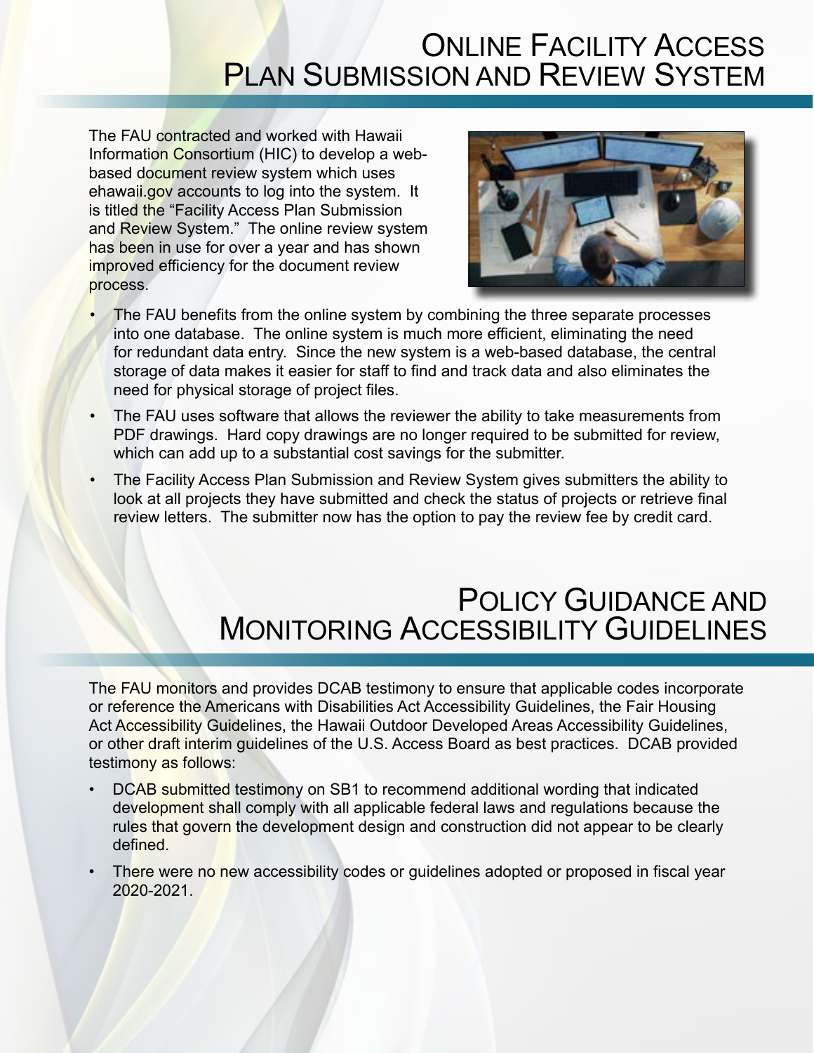# Online Facility Access Plan Submission and Review System

The FAU contracted and worked with Hawaii Information Consortium (HIC) to develop a web-based document review system which uses ehawaii.gov accounts to log into the system. It is titled the "Facility Access Plan Submission and Review System." The online review system has been in use for over a year and has shown improved efficiency for the document review process.

- The FAU benefits from the online system by combining the three separate processes into one database. The online system is much more efficient, eliminating the need for redundant data entry. Since the new system is a web-based database, the central storage of data makes it easier for staff to find and track data and also eliminates the need for physical storage of project files.
- The FAU uses software that allows the reviewer the ability to take measurements from PDF drawings. Hard copy drawings are no longer required to be submitted for review, which can add up to a substantial cost savings for the submitter.
- The Facility Access Plan Submission and Review System gives submitters the ability to look at all projects they have submitted and check the status of projects or retrieve final review letters. The submitter now has the option to pay the review fee by credit card.

# Policy Guidance and Monitoring Accessibility Guidelines

The FAU monitors and provides DCAB testimony to ensure that applicable codes incorporate or reference the Americans with Disabilities Act Accessibility Guidelines, the Fair Housing Act Accessibility Guidelines, the Hawaii Outdoor Developed Areas Accessibility Guidelines, or other draft interim guidelines of the U.S. Access Board as best practices. DCAB provided testimony as follows:

- DCAB submitted testimony on SB1 to recommend additional wording that indicated development shall comply with all applicable federal laws and regulations because the rules that govern the development design and construction did not appear to be clearly defined.
- There were no new accessibility codes or guidelines adopted or proposed in fiscal year 2020-2021.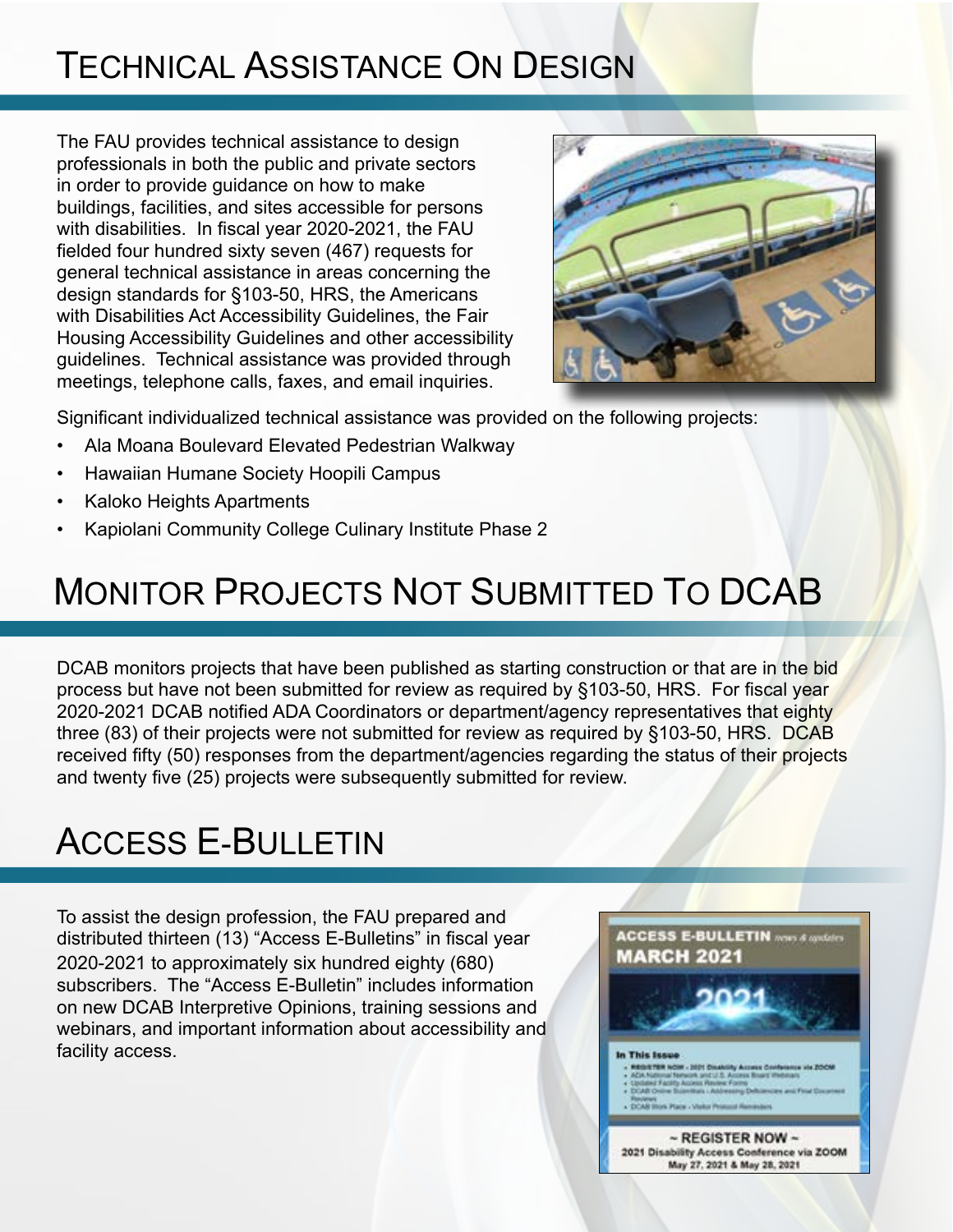# Technical Assistance On Design

The FAU provides technical assistance to design professionals in both the public and private sectors in order to provide guidance on how to make buildings, facilities, and sites accessible for persons with disabilities. In fiscal year 2020-2021, the FAU fielded four hundred sixty seven (467) requests for general technical assistance in areas concerning the design standards for §103-50, HRS, the Americans with Disabilities Act Accessibility Guidelines, the Fair Housing Accessibility Guidelines and other accessibility guidelines. Technical assistance was provided through meetings, telephone calls, faxes, and email inquiries.

Significant individualized technical assistance was provided on the following projects:

- Ala Moana Boulevard Elevated Pedestrian Walkway
- Hawaiian Humane Society Hoopili Campus
- Kaloko Heights Apartments
- Kapiolani Community College Culinary Institute Phase 2

# Monitor Projects Not Submitted To DCAB

DCAB monitors projects that have been published as starting construction or that are in the bid process but have not been submitted for review as required by §103-50, HRS. For fiscal year 2020-2021 DCAB notified ADA Coordinators or department/agency representatives that eighty three (83) of their projects were not submitted for review as required by §103-50, HRS. DCAB received fifty (50) responses from the department/agencies regarding the status of their projects and twenty five (25) projects were subsequently submitted for review.

# Access E-Bulletin

To assist the design profession, the FAU prepared and distributed thirteen (13) "Access E-Bulletins" in fiscal year 2020-2021 to approximately six hundred eighty (680) subscribers. The "Access E-Bulletin" includes information on new DCAB Interpretive Opinions, training sessions and webinars, and important information about accessibility and facility access.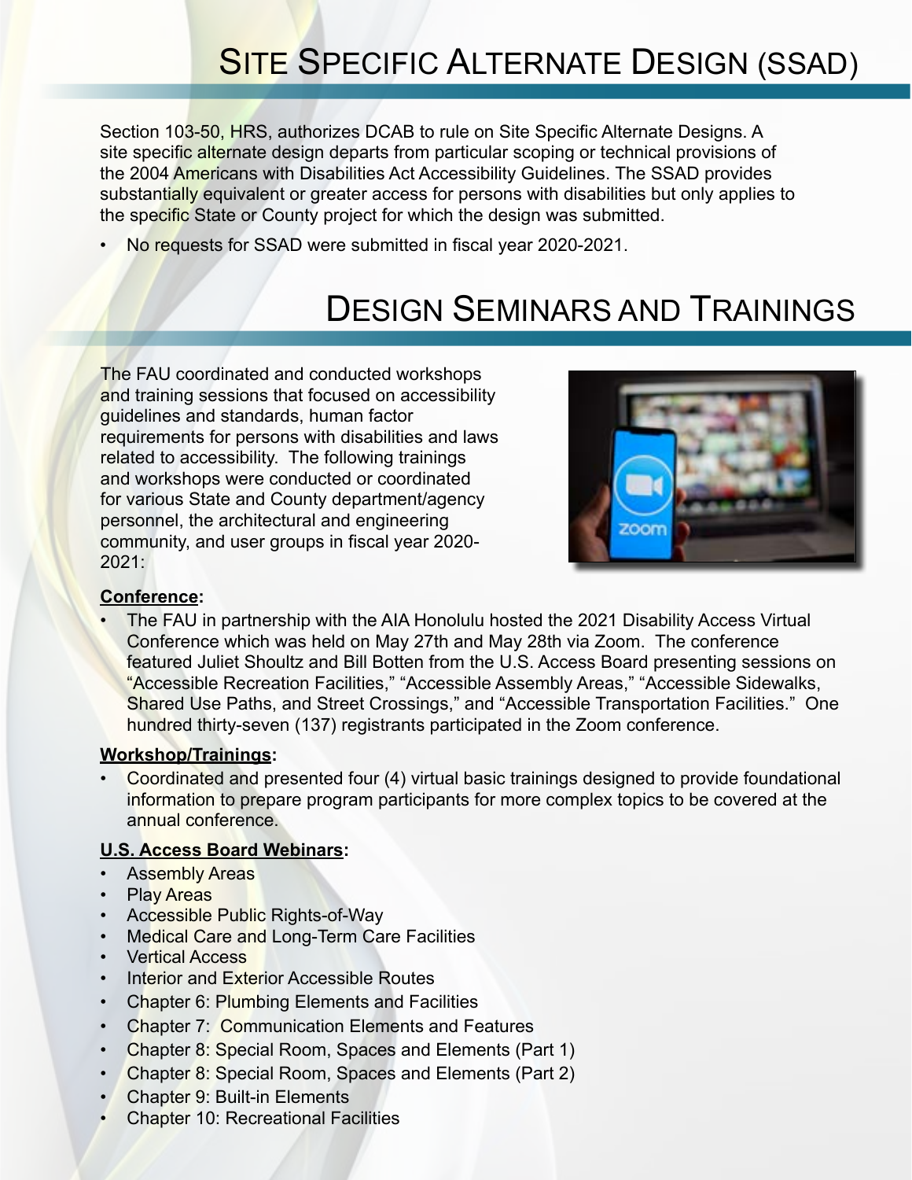# Site Specific Alternate Design (SSAD)

Section 103-50, HRS, authorizes DCAB to rule on Site Specific Alternate Designs. A site specific alternate design departs from particular scoping or technical provisions of the 2004 Americans with Disabilities Act Accessibility Guidelines. The SSAD provides substantially equivalent or greater access for persons with disabilities but only applies to the specific State or County project for which the design was submitted.

- No requests for SSAD were submitted in fiscal year 2020-2021.

# Design Seminars and Trainings

The FAU coordinated and conducted workshops and training sessions that focused on accessibility guidelines and standards, human factor requirements for persons with disabilities and laws related to accessibility. The following trainings and workshops were conducted or coordinated for various State and County department/agency personnel, the architectural and engineering community, and user groups in fiscal year 2020-2021:

**Conference:**

- The FAU in partnership with the AIA Honolulu hosted the 2021 Disability Access Virtual Conference which was held on May 27th and May 28th via Zoom. The conference featured Juliet Shoultz and Bill Botten from the U.S. Access Board presenting sessions on "Accessible Recreation Facilities," "Accessible Assembly Areas," "Accessible Sidewalks, Shared Use Paths, and Street Crossings," and "Accessible Transportation Facilities." One hundred thirty-seven (137) registrants participated in the Zoom conference.

**Workshop/Trainings:**

- Coordinated and presented four (4) virtual basic trainings designed to provide foundational information to prepare program participants for more complex topics to be covered at the annual conference.

**U.S. Access Board Webinars:**

- Assembly Areas
- Play Areas
- Accessible Public Rights-of-Way
- Medical Care and Long-Term Care Facilities
- Vertical Access
- Interior and Exterior Accessible Routes
- Chapter 6: Plumbing Elements and Facilities
- Chapter 7: Communication Elements and Features
- Chapter 8: Special Room, Spaces and Elements (Part 1)
- Chapter 8: Special Room, Spaces and Elements (Part 2)
- Chapter 9: Built-in Elements
- Chapter 10: Recreational Facilities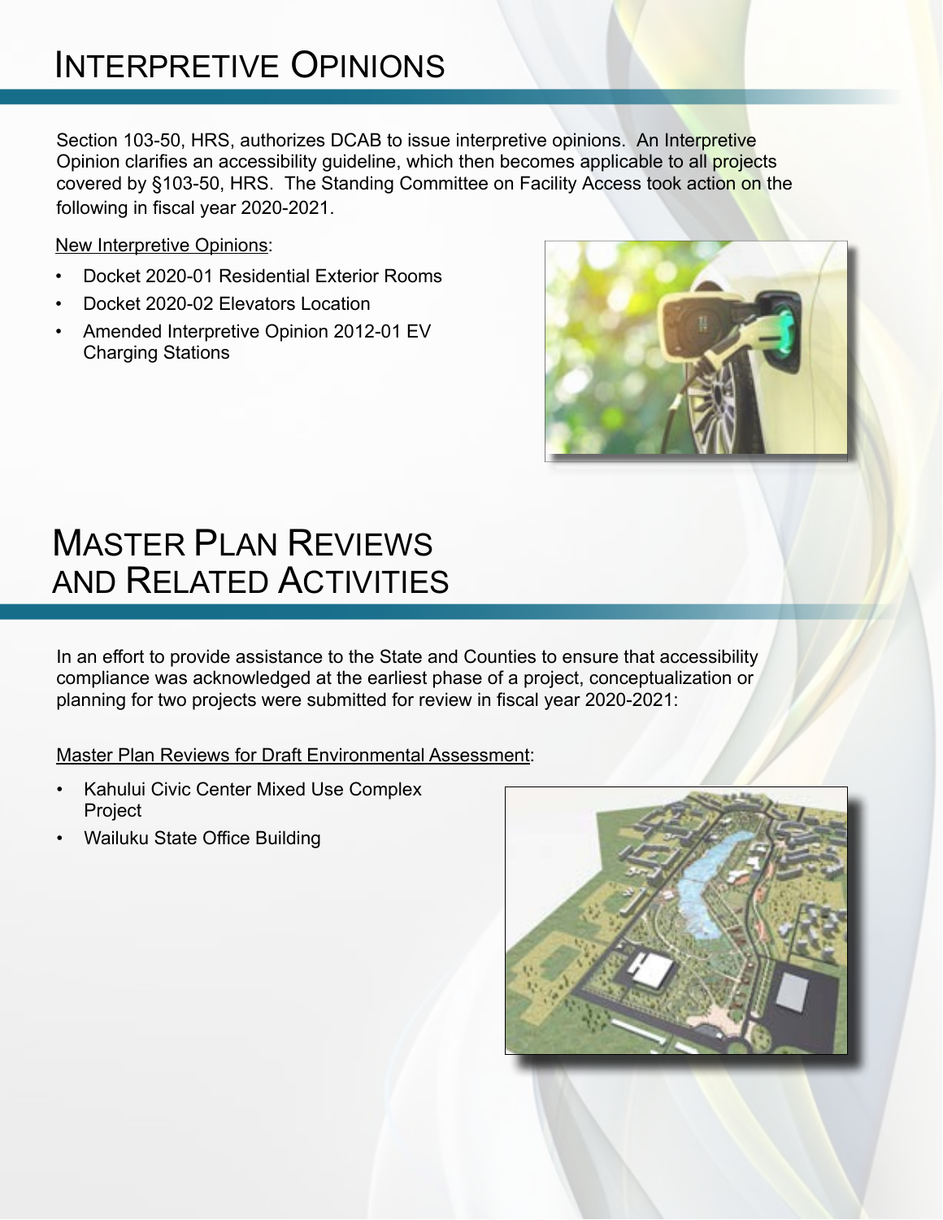# Interpretive Opinions

Section 103-50, HRS, authorizes DCAB to issue interpretive opinions. An Interpretive Opinion clarifies an accessibility guideline, which then becomes applicable to all projects covered by §103-50, HRS. The Standing Committee on Facility Access took action on the following in fiscal year 2020-2021.

New Interpretive Opinions:

- Docket 2020-01 Residential Exterior Rooms
- Docket 2020-02 Elevators Location
- Amended Interpretive Opinion 2012-01 EV Charging Stations

# Master Plan Reviews and Related Activities

In an effort to provide assistance to the State and Counties to ensure that accessibility compliance was acknowledged at the earliest phase of a project, conceptualization or planning for two projects were submitted for review in fiscal year 2020-2021:

Master Plan Reviews for Draft Environmental Assessment:

- Kahului Civic Center Mixed Use Complex Project
- Wailuku State Office Building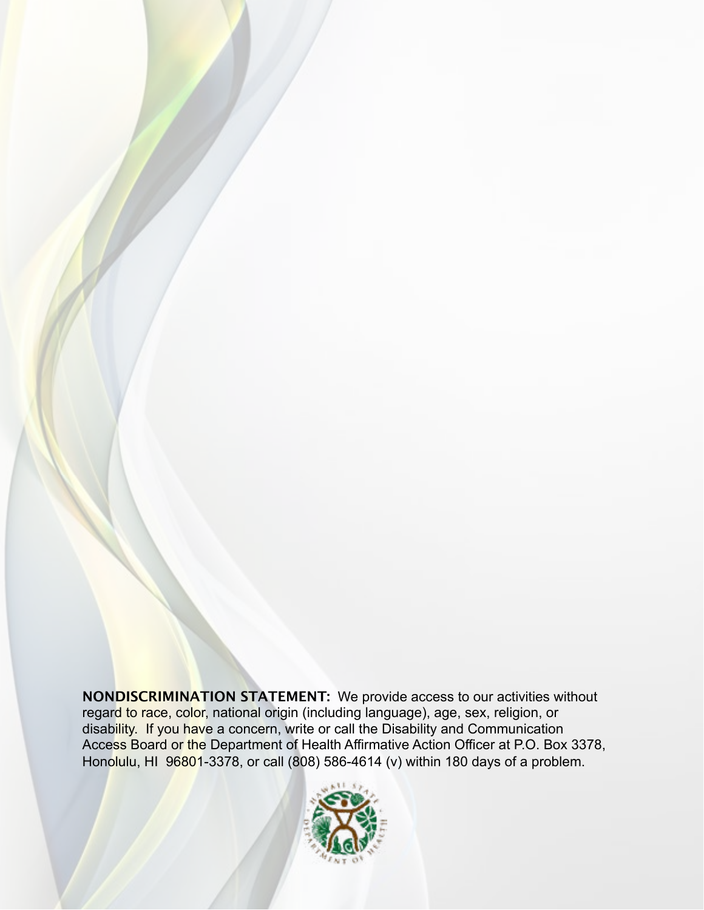**NONDISCRIMINATION STATEMENT:** We provide access to our activities without regard to race, color, national origin (including language), age, sex, religion, or disability. If you have a concern, write or call the Disability and Communication Access Board or the Department of Health Affirmative Action Officer at P.O. Box 3378, Honolulu, HI 96801-3378, or call (808) 586-4614 (v) within 180 days of a problem.